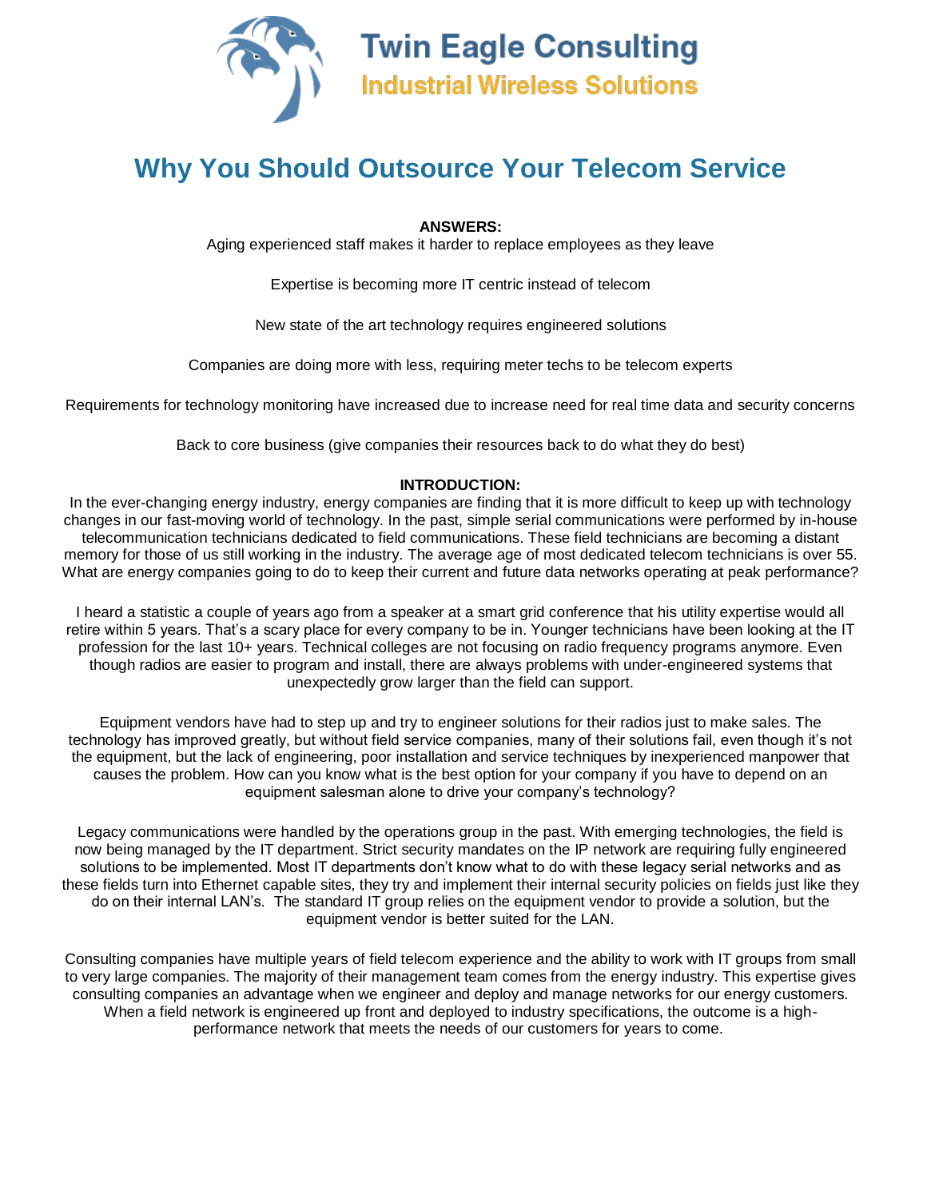Twin Eagle Consulting

Industrial Wireless Solutions

# Why You Should Outsource Your Telecom Service

**ANSWERS:**

Aging experienced staff makes it harder to replace employees as they leave

Expertise is becoming more IT centric instead of telecom

New state of the art technology requires engineered solutions

Companies are doing more with less, requiring meter techs to be telecom experts

Requirements for technology monitoring have increased due to increase need for real time data and security concerns

Back to core business (give companies their resources back to do what they do best)

**INTRODUCTION:**

In the ever-changing energy industry, energy companies are finding that it is more difficult to keep up with technology changes in our fast-moving world of technology. In the past, simple serial communications were performed by in-house telecommunication technicians dedicated to field communications. These field technicians are becoming a distant memory for those of us still working in the industry. The average age of most dedicated telecom technicians is over 55. What are energy companies going to do to keep their current and future data networks operating at peak performance?

I heard a statistic a couple of years ago from a speaker at a smart grid conference that his utility expertise would all retire within 5 years. That's a scary place for every company to be in. Younger technicians have been looking at the IT profession for the last 10+ years. Technical colleges are not focusing on radio frequency programs anymore. Even though radios are easier to program and install, there are always problems with under-engineered systems that unexpectedly grow larger than the field can support.

Equipment vendors have had to step up and try to engineer solutions for their radios just to make sales. The technology has improved greatly, but without field service companies, many of their solutions fail, even though it's not the equipment, but the lack of engineering, poor installation and service techniques by inexperienced manpower that causes the problem. How can you know what is the best option for your company if you have to depend on an equipment salesman alone to drive your company's technology?

Legacy communications were handled by the operations group in the past. With emerging technologies, the field is now being managed by the IT department. Strict security mandates on the IP network are requiring fully engineered solutions to be implemented. Most IT departments don't know what to do with these legacy serial networks and as these fields turn into Ethernet capable sites, they try and implement their internal security policies on fields just like they do on their internal LAN's. The standard IT group relies on the equipment vendor to provide a solution, but the equipment vendor is better suited for the LAN.

Consulting companies have multiple years of field telecom experience and the ability to work with IT groups from small to very large companies. The majority of their management team comes from the energy industry. This expertise gives consulting companies an advantage when we engineer and deploy and manage networks for our energy customers. When a field network is engineered up front and deployed to industry specifications, the outcome is a high-performance network that meets the needs of our customers for years to come.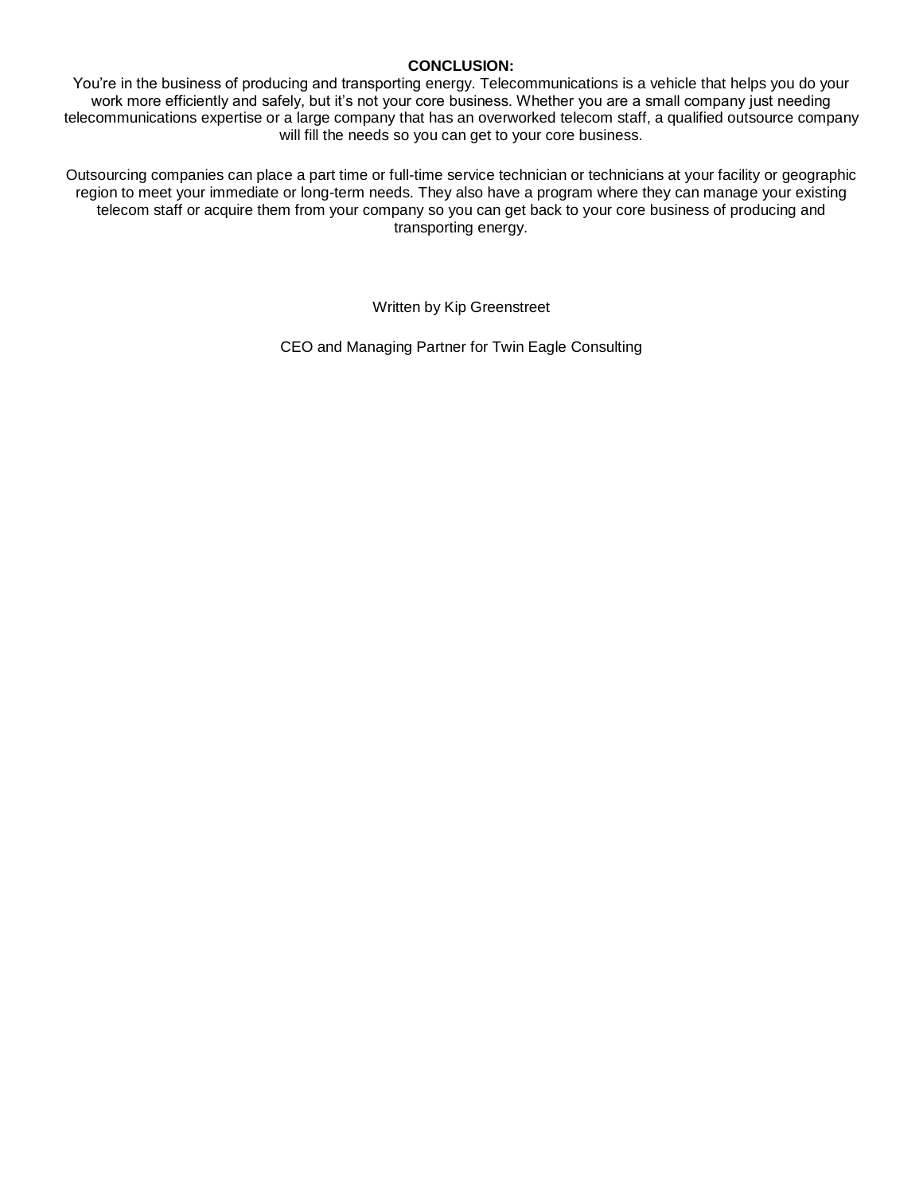**CONCLUSION:**

You're in the business of producing and transporting energy. Telecommunications is a vehicle that helps you do your work more efficiently and safely, but it's not your core business. Whether you are a small company just needing telecommunications expertise or a large company that has an overworked telecom staff, a qualified outsource company will fill the needs so you can get to your core business.

Outsourcing companies can place a part time or full-time service technician or technicians at your facility or geographic region to meet your immediate or long-term needs. They also have a program where they can manage your existing telecom staff or acquire them from your company so you can get back to your core business of producing and transporting energy.

Written by Kip Greenstreet

CEO and Managing Partner for Twin Eagle Consulting